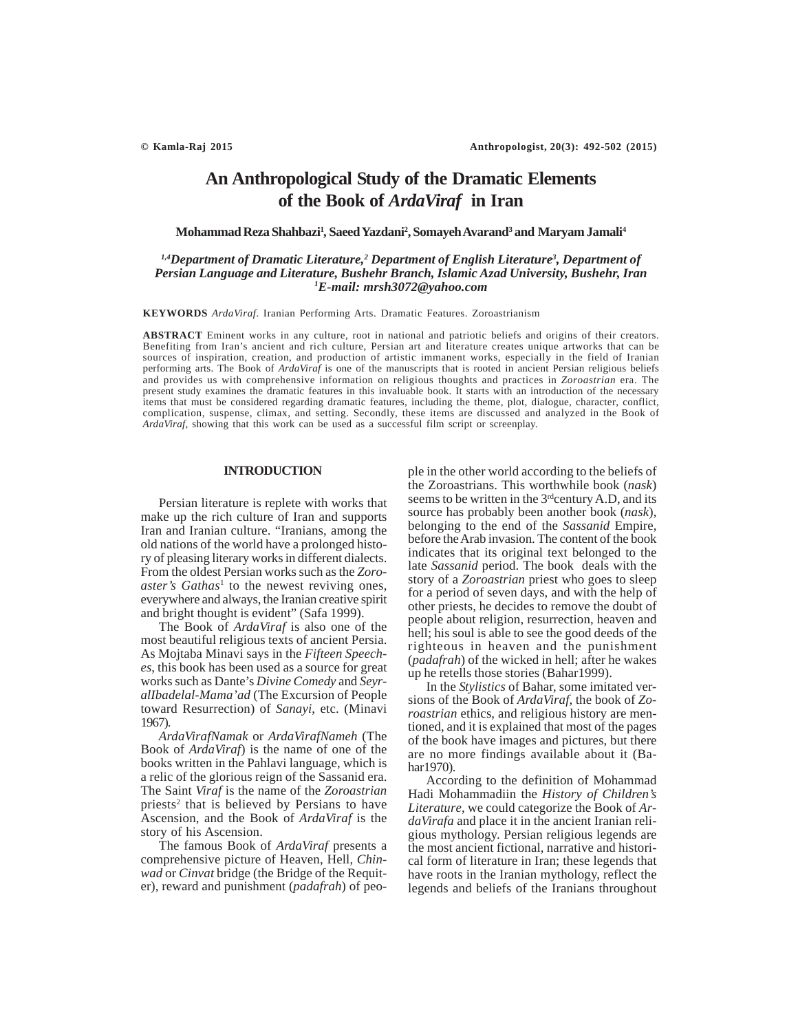# An Anthropological Study of the Dramatic Elements of the Book of *ArdaViraf* in Iran

**Mohammad Reza Shahbazi[1], Saeed Yazdani[2], Somayeh Avarand[3] and Maryam Jamali[4]**

***[1,4]Department of Dramatic Literature,[2] Department of English Literature[3], Department of Persian Language and Literature, Bushehr Branch, Islamic Azad University, Bushehr, Iran***
***[1]E-mail: mrsh3072@yahoo.com***

**KEYWORDS** *ArdaViraf*. Iranian Performing Arts. Dramatic Features. Zoroastrianism

**ABSTRACT** Eminent works in any culture, root in national and patriotic beliefs and origins of their creators. Benefiting from Iran's ancient and rich culture, Persian art and literature creates unique artworks that can be sources of inspiration, creation, and production of artistic immanent works, especially in the field of Iranian performing arts. The Book of *ArdaViraf* is one of the manuscripts that is rooted in ancient Persian religious beliefs and provides us with comprehensive information on religious thoughts and practices in *Zoroastrian* era. The present study examines the dramatic features in this invaluable book. It starts with an introduction of the necessary items that must be considered regarding dramatic features, including the theme, plot, dialogue, character, conflict, complication, suspense, climax, and setting. Secondly, these items are discussed and analyzed in the Book of *ArdaViraf*, showing that this work can be used as a successful film script or screenplay.

## INTRODUCTION

Persian literature is replete with works that make up the rich culture of Iran and supports Iran and Iranian culture. "Iranians, among the old nations of the world have a prolonged history of pleasing literary works in different dialects. From the oldest Persian works such as the *Zoroaster's Gathas*[1] to the newest reviving ones, everywhere and always, the Iranian creative spirit and bright thought is evident" (Safa 1999).

The Book of *ArdaViraf* is also one of the most beautiful religious texts of ancient Persia. As Mojtaba Minavi says in the *Fifteen Speeches*, this book has been used as a source for great works such as Dante's *Divine Comedy* and *SeyralIbadelal-Mama'ad* (The Excursion of People toward Resurrection) of *Sanayi*, etc. (Minavi 1967).

*ArdaVirafNamak* or *ArdaVirafNameh* (The Book of *ArdaViraf*) is the name of one of the books written in the Pahlavi language, which is a relic of the glorious reign of the Sassanid era. The Saint *Viraf* is the name of the *Zoroastrian* priests[2] that is believed by Persians to have Ascension, and the Book of *ArdaViraf* is the story of his Ascension.

The famous Book of *ArdaViraf* presents a comprehensive picture of Heaven, Hell, *Chinwad* or *Cinvat* bridge (the Bridge of the Requiter), reward and punishment (*padafrah*) of people in the other world according to the beliefs of the Zoroastrians. This worthwhile book (*nask*) seems to be written in the 3rd century A.D, and its source has probably been another book (*nask*), belonging to the end of the *Sassanid* Empire, before the Arab invasion. The content of the book indicates that its original text belonged to the late *Sassanid* period. The book deals with the story of a *Zoroastrian* priest who goes to sleep for a period of seven days, and with the help of other priests, he decides to remove the doubt of people about religion, resurrection, heaven and hell; his soul is able to see the good deeds of the righteous in heaven and the punishment (*padafrah*) of the wicked in hell; after he wakes up he retells those stories (Bahar1999).

In the *Stylistics* of Bahar, some imitated versions of the Book of *ArdaViraf*, the book of *Zoroastrian* ethics, and religious history are mentioned, and it is explained that most of the pages of the book have images and pictures, but there are no more findings available about it (Bahar1970).

According to the definition of Mohammad Hadi Mohammadiin the *History of Children's Literature*, we could categorize the Book of *ArdaVirafa* and place it in the ancient Iranian religious mythology. Persian religious legends are the most ancient fictional, narrative and historical form of literature in Iran; these legends that have roots in the Iranian mythology, reflect the legends and beliefs of the Iranians throughout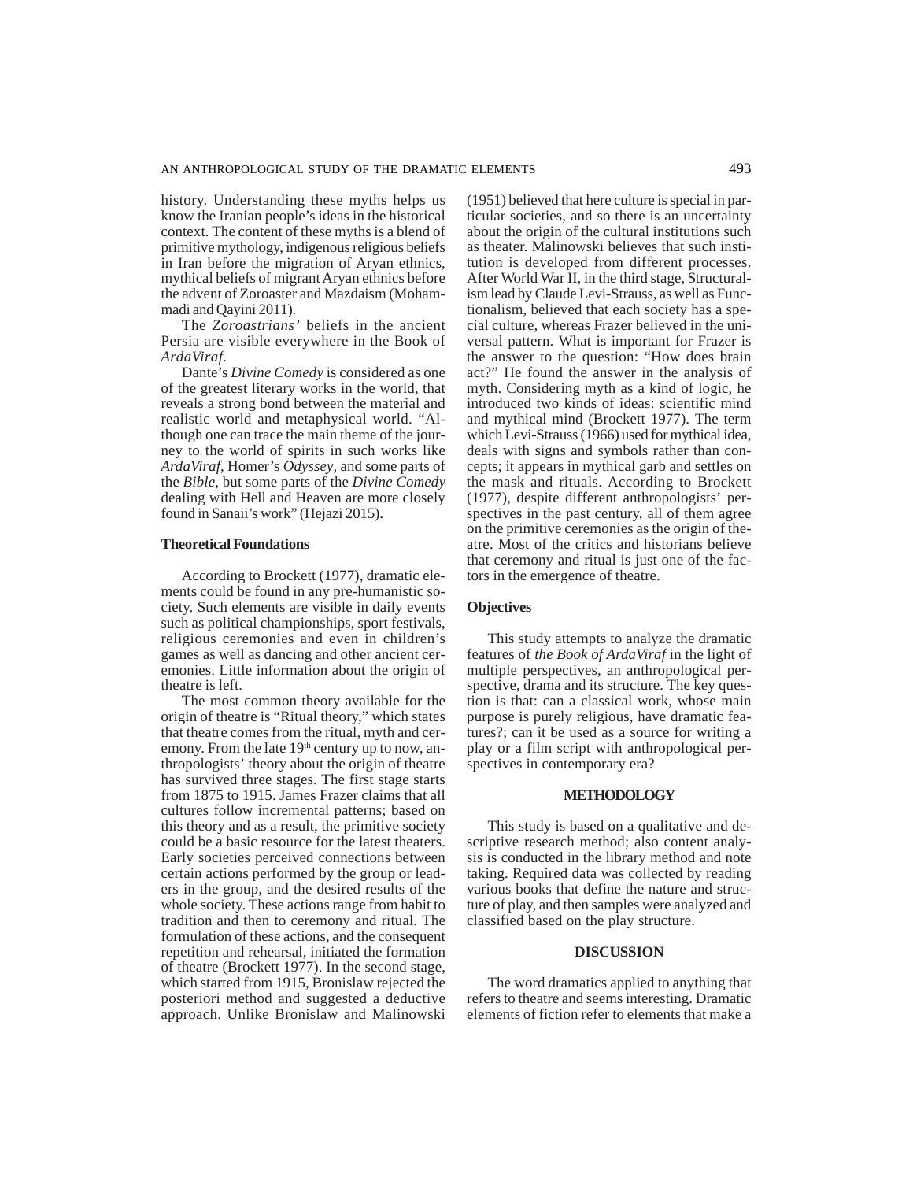history. Understanding these myths helps us know the Iranian people's ideas in the historical context. The content of these myths is a blend of primitive mythology, indigenous religious beliefs in Iran before the migration of Aryan ethnics, mythical beliefs of migrant Aryan ethnics before the advent of Zoroaster and Mazdaism (Mohammadi and Qayini 2011).

The *Zoroastrians'* beliefs in the ancient Persia are visible everywhere in the Book of *ArdaViraf*.

Dante's *Divine Comedy* is considered as one of the greatest literary works in the world, that reveals a strong bond between the material and realistic world and metaphysical world. "Although one can trace the main theme of the journey to the world of spirits in such works like *ArdaViraf*, Homer's *Odyssey*, and some parts of the *Bible*, but some parts of the *Divine Comedy* dealing with Hell and Heaven are more closely found in Sanaii's work" (Hejazi 2015).

### Theoretical Foundations

According to Brockett (1977), dramatic elements could be found in any pre-humanistic society. Such elements are visible in daily events such as political championships, sport festivals, religious ceremonies and even in children's games as well as dancing and other ancient ceremonies. Little information about the origin of theatre is left.

The most common theory available for the origin of theatre is "Ritual theory," which states that theatre comes from the ritual, myth and ceremony. From the late 19th century up to now, anthropologists' theory about the origin of theatre has survived three stages. The first stage starts from 1875 to 1915. James Frazer claims that all cultures follow incremental patterns; based on this theory and as a result, the primitive society could be a basic resource for the latest theaters. Early societies perceived connections between certain actions performed by the group or leaders in the group, and the desired results of the whole society. These actions range from habit to tradition and then to ceremony and ritual. The formulation of these actions, and the consequent repetition and rehearsal, initiated the formation of theatre (Brockett 1977). In the second stage, which started from 1915, Bronislaw rejected the posteriori method and suggested a deductive approach. Unlike Bronislaw and Malinowski (1951) believed that here culture is special in particular societies, and so there is an uncertainty about the origin of the cultural institutions such as theater. Malinowski believes that such institution is developed from different processes. After World War II, in the third stage, Structuralism lead by Claude Levi-Strauss, as well as Functionalism, believed that each society has a special culture, whereas Frazer believed in the universal pattern. What is important for Frazer is the answer to the question: "How does brain act?" He found the answer in the analysis of myth. Considering myth as a kind of logic, he introduced two kinds of ideas: scientific mind and mythical mind (Brockett 1977). The term which Levi-Strauss (1966) used for mythical idea, deals with signs and symbols rather than concepts; it appears in mythical garb and settles on the mask and rituals. According to Brockett (1977), despite different anthropologists' perspectives in the past century, all of them agree on the primitive ceremonies as the origin of theatre. Most of the critics and historians believe that ceremony and ritual is just one of the factors in the emergence of theatre.

### Objectives

This study attempts to analyze the dramatic features of *the Book of ArdaViraf* in the light of multiple perspectives, an anthropological perspective, drama and its structure. The key question is that: can a classical work, whose main purpose is purely religious, have dramatic features?; can it be used as a source for writing a play or a film script with anthropological perspectives in contemporary era?

## METHODOLOGY

This study is based on a qualitative and descriptive research method; also content analysis is conducted in the library method and note taking. Required data was collected by reading various books that define the nature and structure of play, and then samples were analyzed and classified based on the play structure.

## DISCUSSION

The word dramatics applied to anything that refers to theatre and seems interesting. Dramatic elements of fiction refer to elements that make a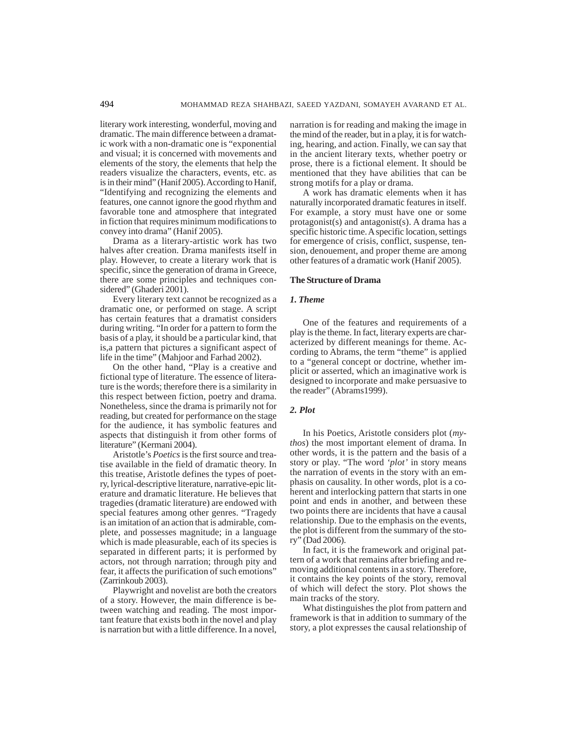literary work interesting, wonderful, moving and dramatic. The main difference between a dramatic work with a non-dramatic one is "exponential and visual; it is concerned with movements and elements of the story, the elements that help the readers visualize the characters, events, etc. as is in their mind" (Hanif 2005). According to Hanif, "Identifying and recognizing the elements and features, one cannot ignore the good rhythm and favorable tone and atmosphere that integrated in fiction that requires minimum modifications to convey into drama" (Hanif 2005).

Drama as a literary-artistic work has two halves after creation. Drama manifests itself in play. However, to create a literary work that is specific, since the generation of drama in Greece, there are some principles and techniques considered" (Ghaderi 2001).

Every literary text cannot be recognized as a dramatic one, or performed on stage. A script has certain features that a dramatist considers during writing. "In order for a pattern to form the basis of a play, it should be a particular kind, that is,a pattern that pictures a significant aspect of life in the time" (Mahjoor and Farhad 2002).

On the other hand, "Play is a creative and fictional type of literature. The essence of literature is the words; therefore there is a similarity in this respect between fiction, poetry and drama. Nonetheless, since the drama is primarily not for reading, but created for performance on the stage for the audience, it has symbolic features and aspects that distinguish it from other forms of literature" (Kermani 2004).

Aristotle's *Poetics* is the first source and treatise available in the field of dramatic theory. In this treatise, Aristotle defines the types of poetry, lyrical-descriptive literature, narrative-epic literature and dramatic literature. He believes that tragedies (dramatic literature) are endowed with special features among other genres. "Tragedy is an imitation of an action that is admirable, complete, and possesses magnitude; in a language which is made pleasurable, each of its species is separated in different parts; it is performed by actors, not through narration; through pity and fear, it affects the purification of such emotions" (Zarrinkoub 2003).

Playwright and novelist are both the creators of a story. However, the main difference is between watching and reading. The most important feature that exists both in the novel and play is narration but with a little difference. In a novel, narration is for reading and making the image in the mind of the reader, but in a play, it is for watching, hearing, and action. Finally, we can say that in the ancient literary texts, whether poetry or prose, there is a fictional element. It should be mentioned that they have abilities that can be strong motifs for a play or drama.

A work has dramatic elements when it has naturally incorporated dramatic features in itself. For example, a story must have one or some protagonist(s) and antagonist(s). A drama has a specific historic time. A specific location, settings for emergence of crisis, conflict, suspense, tension, denouement, and proper theme are among other features of a dramatic work (Hanif 2005).

## The Structure of Drama

### *1. Theme*

One of the features and requirements of a play is the theme. In fact, literary experts are characterized by different meanings for theme. According to Abrams, the term "theme" is applied to a "general concept or doctrine, whether implicit or asserted, which an imaginative work is designed to incorporate and make persuasive to the reader" (Abrams1999).

### *2. Plot*

In his Poetics, Aristotle considers plot (*mythos*) the most important element of drama. In other words, it is the pattern and the basis of a story or play. "The word *'plot'* in story means the narration of events in the story with an emphasis on causality. In other words, plot is a coherent and interlocking pattern that starts in one point and ends in another, and between these two points there are incidents that have a causal relationship. Due to the emphasis on the events, the plot is different from the summary of the story" (Dad 2006).

In fact, it is the framework and original pattern of a work that remains after briefing and removing additional contents in a story. Therefore, it contains the key points of the story, removal of which will defect the story. Plot shows the main tracks of the story.

What distinguishes the plot from pattern and framework is that in addition to summary of the story, a plot expresses the causal relationship of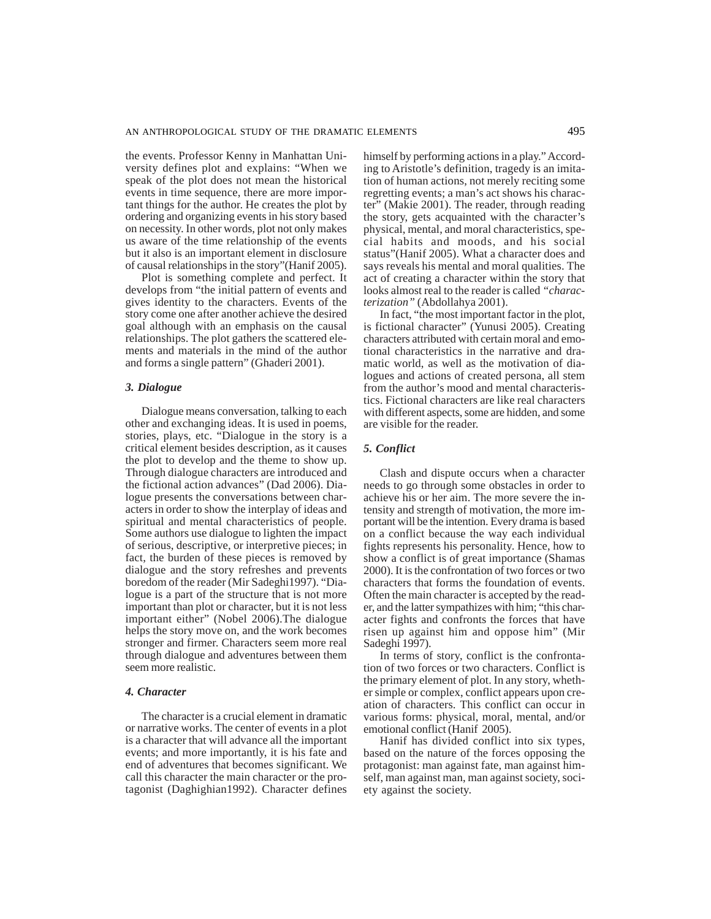the events. Professor Kenny in Manhattan University defines plot and explains: "When we speak of the plot does not mean the historical events in time sequence, there are more important things for the author. He creates the plot by ordering and organizing events in his story based on necessity. In other words, plot not only makes us aware of the time relationship of the events but it also is an important element in disclosure of causal relationships in the story"(Hanif 2005).

Plot is something complete and perfect. It develops from "the initial pattern of events and gives identity to the characters. Events of the story come one after another achieve the desired goal although with an emphasis on the causal relationships. The plot gathers the scattered elements and materials in the mind of the author and forms a single pattern" (Ghaderi 2001).

### *3. Dialogue*

Dialogue means conversation, talking to each other and exchanging ideas. It is used in poems, stories, plays, etc. "Dialogue in the story is a critical element besides description, as it causes the plot to develop and the theme to show up. Through dialogue characters are introduced and the fictional action advances" (Dad 2006). Dialogue presents the conversations between characters in order to show the interplay of ideas and spiritual and mental characteristics of people. Some authors use dialogue to lighten the impact of serious, descriptive, or interpretive pieces; in fact, the burden of these pieces is removed by dialogue and the story refreshes and prevents boredom of the reader (Mir Sadeghi1997). "Dialogue is a part of the structure that is not more important than plot or character, but it is not less important either" (Nobel 2006).The dialogue helps the story move on, and the work becomes stronger and firmer. Characters seem more real through dialogue and adventures between them seem more realistic.

### *4. Character*

The character is a crucial element in dramatic or narrative works. The center of events in a plot is a character that will advance all the important events; and more importantly, it is his fate and end of adventures that becomes significant. We call this character the main character or the protagonist (Daghighian1992). Character defines himself by performing actions in a play." According to Aristotle's definition, tragedy is an imitation of human actions, not merely reciting some regretting events; a man's act shows his character" (Makie 2001). The reader, through reading the story, gets acquainted with the character's physical, mental, and moral characteristics, special habits and moods, and his social status"(Hanif 2005). What a character does and says reveals his mental and moral qualities. The act of creating a character within the story that looks almost real to the reader is called *"characterization"* (Abdollahya 2001).

In fact, "the most important factor in the plot, is fictional character" (Yunusi 2005). Creating characters attributed with certain moral and emotional characteristics in the narrative and dramatic world, as well as the motivation of dialogues and actions of created persona, all stem from the author's mood and mental characteristics. Fictional characters are like real characters with different aspects, some are hidden, and some are visible for the reader.

### *5. Conflict*

Clash and dispute occurs when a character needs to go through some obstacles in order to achieve his or her aim. The more severe the intensity and strength of motivation, the more important will be the intention. Every drama is based on a conflict because the way each individual fights represents his personality. Hence, how to show a conflict is of great importance (Shamas 2000). It is the confrontation of two forces or two characters that forms the foundation of events. Often the main character is accepted by the reader, and the latter sympathizes with him; "this character fights and confronts the forces that have risen up against him and oppose him" (Mir Sadeghi 1997).

In terms of story, conflict is the confrontation of two forces or two characters. Conflict is the primary element of plot. In any story, whether simple or complex, conflict appears upon creation of characters. This conflict can occur in various forms: physical, moral, mental, and/or emotional conflict (Hanif 2005).

Hanif has divided conflict into six types, based on the nature of the forces opposing the protagonist: man against fate, man against himself, man against man, man against society, society against the society.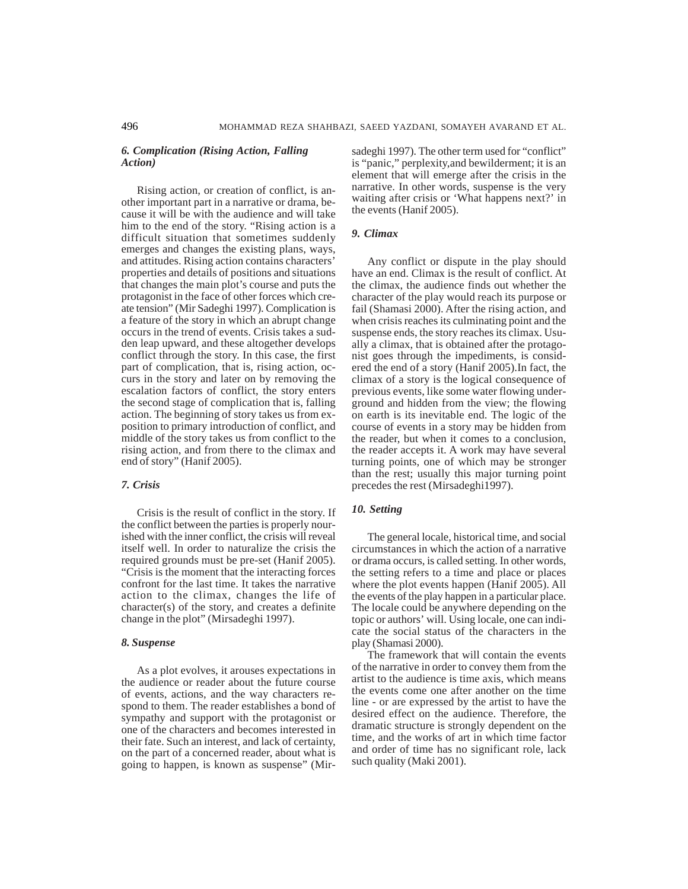### *6. Complication (Rising Action, Falling Action)*

Rising action, or creation of conflict, is another important part in a narrative or drama, because it will be with the audience and will take him to the end of the story. "Rising action is a difficult situation that sometimes suddenly emerges and changes the existing plans, ways, and attitudes. Rising action contains characters' properties and details of positions and situations that changes the main plot's course and puts the protagonist in the face of other forces which create tension" (Mir Sadeghi 1997). Complication is a feature of the story in which an abrupt change occurs in the trend of events. Crisis takes a sudden leap upward, and these altogether develops conflict through the story. In this case, the first part of complication, that is, rising action, occurs in the story and later on by removing the escalation factors of conflict, the story enters the second stage of complication that is, falling action. The beginning of story takes us from exposition to primary introduction of conflict, and middle of the story takes us from conflict to the rising action, and from there to the climax and end of story" (Hanif 2005).

### *7. Crisis*

Crisis is the result of conflict in the story. If the conflict between the parties is properly nourished with the inner conflict, the crisis will reveal itself well. In order to naturalize the crisis the required grounds must be pre-set (Hanif 2005). "Crisis is the moment that the interacting forces confront for the last time. It takes the narrative action to the climax, changes the life of character(s) of the story, and creates a definite change in the plot" (Mirsadeghi 1997).

### *8. Suspense*

As a plot evolves, it arouses expectations in the audience or reader about the future course of events, actions, and the way characters respond to them. The reader establishes a bond of sympathy and support with the protagonist or one of the characters and becomes interested in their fate. Such an interest, and lack of certainty, on the part of a concerned reader, about what is going to happen, is known as suspense" (Mirsadeghi 1997). The other term used for "conflict" is "panic," perplexity,and bewilderment; it is an element that will emerge after the crisis in the narrative. In other words, suspense is the very waiting after crisis or 'What happens next?' in the events (Hanif 2005).

### *9. Climax*

Any conflict or dispute in the play should have an end. Climax is the result of conflict. At the climax, the audience finds out whether the character of the play would reach its purpose or fail (Shamasi 2000). After the rising action, and when crisis reaches its culminating point and the suspense ends, the story reaches its climax. Usually a climax, that is obtained after the protagonist goes through the impediments, is considered the end of a story (Hanif 2005).In fact, the climax of a story is the logical consequence of previous events, like some water flowing underground and hidden from the view; the flowing on earth is its inevitable end. The logic of the course of events in a story may be hidden from the reader, but when it comes to a conclusion, the reader accepts it. A work may have several turning points, one of which may be stronger than the rest; usually this major turning point precedes the rest (Mirsadeghi1997).

### *10. Setting*

The general locale, historical time, and social circumstances in which the action of a narrative or drama occurs, is called setting. In other words, the setting refers to a time and place or places where the plot events happen (Hanif 2005). All the events of the play happen in a particular place. The locale could be anywhere depending on the topic or authors' will. Using locale, one can indicate the social status of the characters in the play (Shamasi 2000).

The framework that will contain the events of the narrative in order to convey them from the artist to the audience is time axis, which means the events come one after another on the time line - or are expressed by the artist to have the desired effect on the audience. Therefore, the dramatic structure is strongly dependent on the time, and the works of art in which time factor and order of time has no significant role, lack such quality (Maki 2001).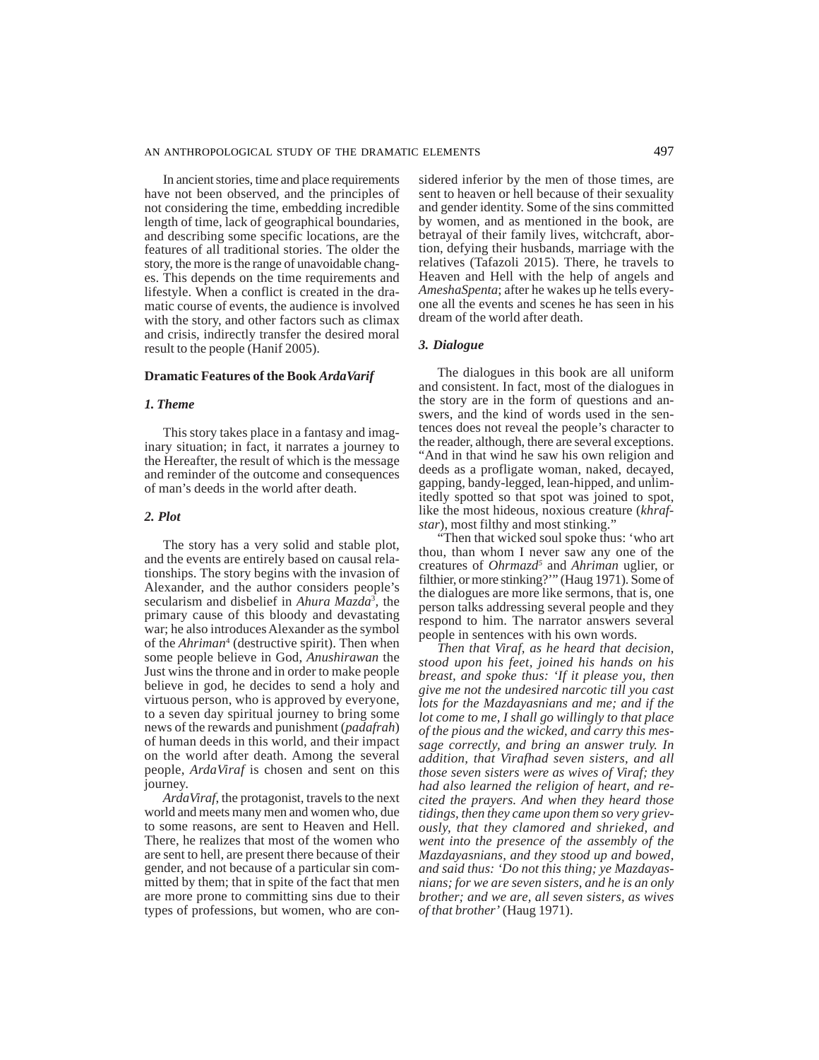In ancient stories, time and place requirements have not been observed, and the principles of not considering the time, embedding incredible length of time, lack of geographical boundaries, and describing some specific locations, are the features of all traditional stories. The older the story, the more is the range of unavoidable changes. This depends on the time requirements and lifestyle. When a conflict is created in the dramatic course of events, the audience is involved with the story, and other factors such as climax and crisis, indirectly transfer the desired moral result to the people (Hanif 2005).

**Dramatic Features of the Book *ArdaVarif***

***1. Theme***

This story takes place in a fantasy and imaginary situation; in fact, it narrates a journey to the Hereafter, the result of which is the message and reminder of the outcome and consequences of man's deeds in the world after death.

***2. Plot***

The story has a very solid and stable plot, and the events are entirely based on causal relationships. The story begins with the invasion of Alexander, and the author considers people's secularism and disbelief in *Ahura Mazda*[3], the primary cause of this bloody and devastating war; he also introduces Alexander as the symbol of the *Ahriman*[4] (destructive spirit). Then when some people believe in God, *Anushirawan* the Just wins the throne and in order to make people believe in god, he decides to send a holy and virtuous person, who is approved by everyone, to a seven day spiritual journey to bring some news of the rewards and punishment (*padafrah*) of human deeds in this world, and their impact on the world after death. Among the several people, *ArdaViraf* is chosen and sent on this journey.

*ArdaViraf*, the protagonist, travels to the next world and meets many men and women who, due to some reasons, are sent to Heaven and Hell. There, he realizes that most of the women who are sent to hell, are present there because of their gender, and not because of a particular sin committed by them; that in spite of the fact that men are more prone to committing sins due to their types of professions, but women, who are considered inferior by the men of those times, are sent to heaven or hell because of their sexuality and gender identity. Some of the sins committed by women, and as mentioned in the book, are betrayal of their family lives, witchcraft, abortion, defying their husbands, marriage with the relatives (Tafazoli 2015). There, he travels to Heaven and Hell with the help of angels and *AmeshaSpenta*; after he wakes up he tells everyone all the events and scenes he has seen in his dream of the world after death.

***3. Dialogue***

The dialogues in this book are all uniform and consistent. In fact, most of the dialogues in the story are in the form of questions and answers, and the kind of words used in the sentences does not reveal the people's character to the reader, although, there are several exceptions. "And in that wind he saw his own religion and deeds as a profligate woman, naked, decayed, gapping, bandy-legged, lean-hipped, and unlimitedly spotted so that spot was joined to spot, like the most hideous, noxious creature (*khrafstar*), most filthy and most stinking."

"Then that wicked soul spoke thus: 'who art thou, than whom I never saw any one of the creatures of *Ohrmazd*[5] and *Ahriman* uglier, or filthier, or more stinking?'" (Haug 1971). Some of the dialogues are more like sermons, that is, one person talks addressing several people and they respond to him. The narrator answers several people in sentences with his own words.

*Then that Viraf, as he heard that decision, stood upon his feet, joined his hands on his breast, and spoke thus: 'If it please you, then give me not the undesired narcotic till you cast lots for the Mazdayasnians and me; and if the lot come to me, I shall go willingly to that place of the pious and the wicked, and carry this message correctly, and bring an answer truly. In addition, that Virafhad seven sisters, and all those seven sisters were as wives of Viraf; they had also learned the religion of heart, and recited the prayers. And when they heard those tidings, then they came upon them so very grievously, that they clamored and shrieked, and went into the presence of the assembly of the Mazdayasnians, and they stood up and bowed, and said thus: 'Do not this thing; ye Mazdayasnians; for we are seven sisters, and he is an only brother; and we are, all seven sisters, as wives of that brother'* (Haug 1971).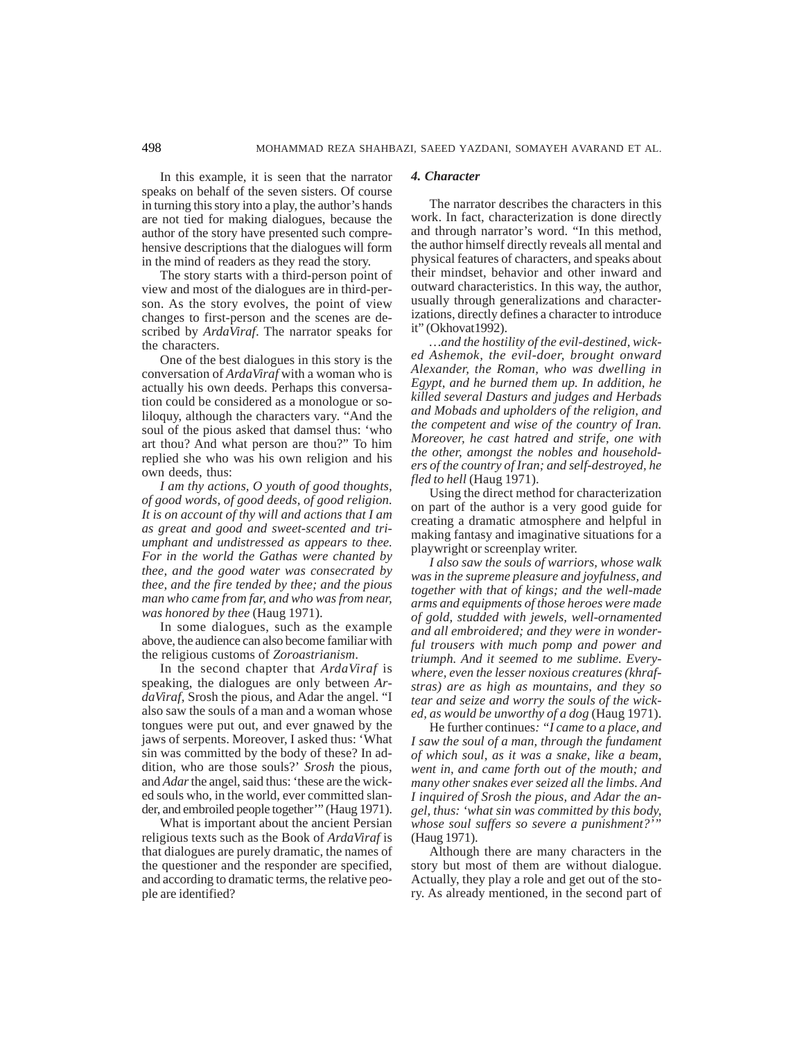In this example, it is seen that the narrator speaks on behalf of the seven sisters. Of course in turning this story into a play, the author's hands are not tied for making dialogues, because the author of the story have presented such comprehensive descriptions that the dialogues will form in the mind of readers as they read the story.

The story starts with a third-person point of view and most of the dialogues are in third-person. As the story evolves, the point of view changes to first-person and the scenes are described by *ArdaViraf*. The narrator speaks for the characters.

One of the best dialogues in this story is the conversation of *ArdaViraf* with a woman who is actually his own deeds. Perhaps this conversation could be considered as a monologue or soliloquy, although the characters vary. "And the soul of the pious asked that damsel thus: 'who art thou? And what person are thou?" To him replied she who was his own religion and his own deeds, thus:

*I am thy actions, O youth of good thoughts, of good words, of good deeds, of good religion. It is on account of thy will and actions that I am as great and good and sweet-scented and triumphant and undistressed as appears to thee. For in the world the Gathas were chanted by thee, and the good water was consecrated by thee, and the fire tended by thee; and the pious man who came from far, and who was from near, was honored by thee* (Haug 1971).

In some dialogues, such as the example above, the audience can also become familiar with the religious customs of *Zoroastrianism*.

In the second chapter that *ArdaViraf* is speaking, the dialogues are only between *ArdaViraf*, Srosh the pious, and Adar the angel. "I also saw the souls of a man and a woman whose tongues were put out, and ever gnawed by the jaws of serpents. Moreover, I asked thus: 'What sin was committed by the body of these? In addition, who are those souls?' *Srosh* the pious, and *Adar* the angel, said thus: 'these are the wicked souls who, in the world, ever committed slander, and embroiled people together'" (Haug 1971).

What is important about the ancient Persian religious texts such as the Book of *ArdaViraf* is that dialogues are purely dramatic, the names of the questioner and the responder are specified, and according to dramatic terms, the relative people are identified?

#### *4. Character*

The narrator describes the characters in this work. In fact, characterization is done directly and through narrator's word. "In this method, the author himself directly reveals all mental and physical features of characters, and speaks about their mindset, behavior and other inward and outward characteristics. In this way, the author, usually through generalizations and characterizations, directly defines a character to introduce it" (Okhovat1992).

*…and the hostility of the evil-destined, wicked Ashemok, the evil-doer, brought onward Alexander, the Roman, who was dwelling in Egypt, and he burned them up. In addition, he killed several Dasturs and judges and Herbads and Mobads and upholders of the religion, and the competent and wise of the country of Iran. Moreover, he cast hatred and strife, one with the other, amongst the nobles and householders of the country of Iran; and self-destroyed, he fled to hell* (Haug 1971).

Using the direct method for characterization on part of the author is a very good guide for creating a dramatic atmosphere and helpful in making fantasy and imaginative situations for a playwright or screenplay writer.

*I also saw the souls of warriors, whose walk was in the supreme pleasure and joyfulness, and together with that of kings; and the well-made arms and equipments of those heroes were made of gold, studded with jewels, well-ornamented and all embroidered; and they were in wonderful trousers with much pomp and power and triumph. And it seemed to me sublime. Everywhere, even the lesser noxious creatures (khrafstras) are as high as mountains, and they so tear and seize and worry the souls of the wicked, as would be unworthy of a dog* (Haug 1971).

He further continues*: "I came to a place, and I saw the soul of a man, through the fundament of which soul, as it was a snake, like a beam, went in, and came forth out of the mouth; and many other snakes ever seized all the limbs. And I inquired of Srosh the pious, and Adar the angel, thus: 'what sin was committed by this body, whose soul suffers so severe a punishment?'"* (Haug 1971).

Although there are many characters in the story but most of them are without dialogue. Actually, they play a role and get out of the story. As already mentioned, in the second part of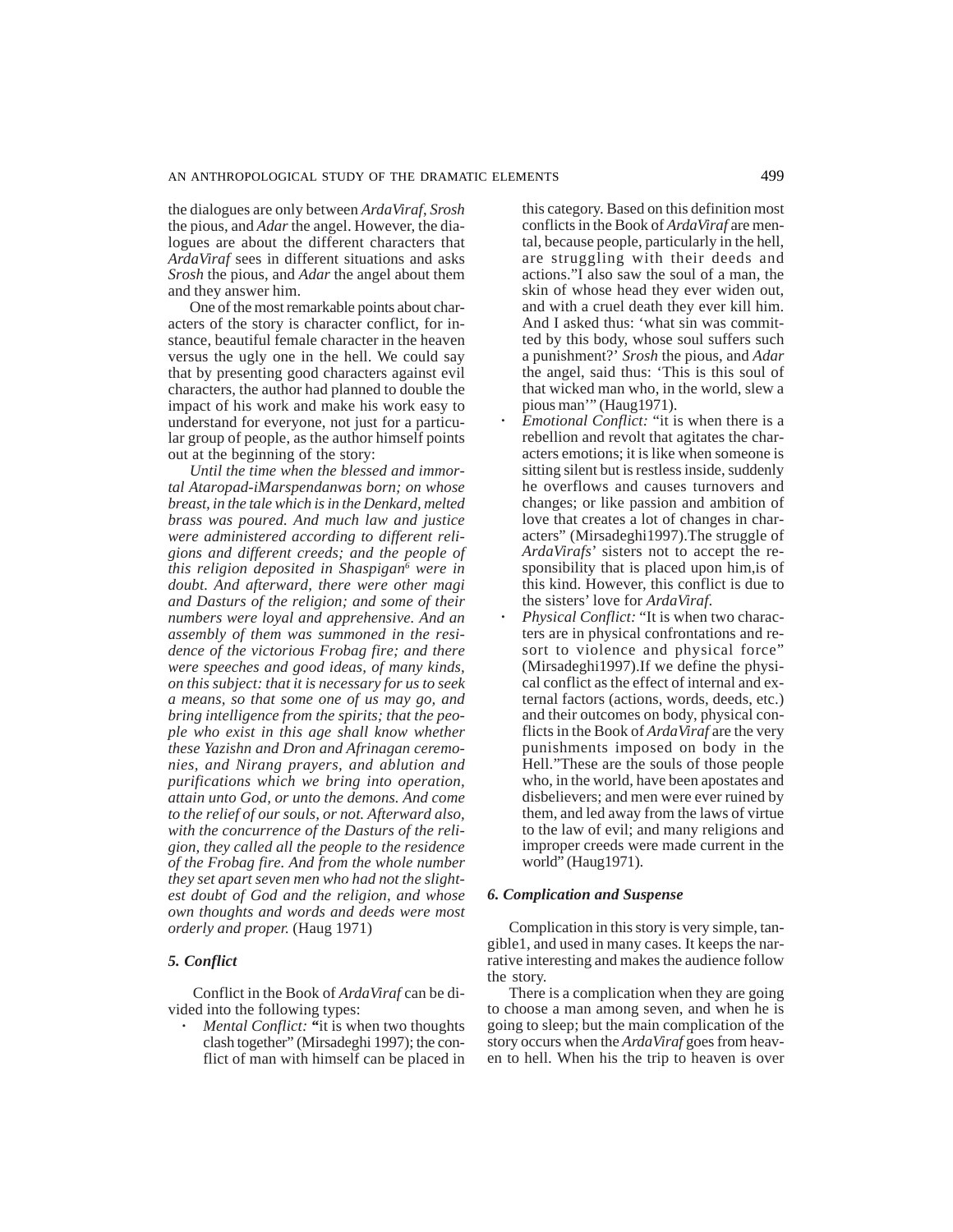the dialogues are only between *ArdaViraf*, *Srosh* the pious, and *Adar* the angel. However, the dialogues are about the different characters that *ArdaViraf* sees in different situations and asks *Srosh* the pious, and *Adar* the angel about them and they answer him.

One of the most remarkable points about characters of the story is character conflict, for instance, beautiful female character in the heaven versus the ugly one in the hell. We could say that by presenting good characters against evil characters, the author had planned to double the impact of his work and make his work easy to understand for everyone, not just for a particular group of people, as the author himself points out at the beginning of the story:

*Until the time when the blessed and immortal Ataropad-iMarspendanwas born; on whose breast, in the tale which is in the Denkard, melted brass was poured. And much law and justice were administered according to different religions and different creeds; and the people of this religion deposited in Shaspigan*[6] *were in doubt. And afterward, there were other magi and Dasturs of the religion; and some of their numbers were loyal and apprehensive. And an assembly of them was summoned in the residence of the victorious Frobag fire; and there were speeches and good ideas, of many kinds, on this subject: that it is necessary for us to seek a means, so that some one of us may go, and bring intelligence from the spirits; that the people who exist in this age shall know whether these Yazishn and Dron and Afrinagan ceremonies, and Nirang prayers, and ablution and purifications which we bring into operation, attain unto God, or unto the demons. And come to the relief of our souls, or not. Afterward also, with the concurrence of the Dasturs of the religion, they called all the people to the residence of the Frobag fire. And from the whole number they set apart seven men who had not the slightest doubt of God and the religion, and whose own thoughts and words and deeds were most orderly and proper.* (Haug 1971)

### *5. Conflict*

Conflict in the Book of *ArdaViraf* can be divided into the following types:

- *Mental Conflict:* **"**it is when two thoughts clash together" (Mirsadeghi 1997); the conflict of man with himself can be placed in this category. Based on this definition most conflicts in the Book of *ArdaViraf* are mental, because people, particularly in the hell, are struggling with their deeds and actions."I also saw the soul of a man, the skin of whose head they ever widen out, and with a cruel death they ever kill him. And I asked thus: 'what sin was committed by this body, whose soul suffers such a punishment?' *Srosh* the pious, and *Adar* the angel, said thus: 'This is this soul of that wicked man who, in the world, slew a pious man'" (Haug1971).
- *Emotional Conflict:* "it is when there is a rebellion and revolt that agitates the characters emotions; it is like when someone is sitting silent but is restless inside, suddenly he overflows and causes turnovers and changes; or like passion and ambition of love that creates a lot of changes in characters" (Mirsadeghi1997).The struggle of *ArdaVirafs*' sisters not to accept the responsibility that is placed upon him,is of this kind. However, this conflict is due to the sisters' love for *ArdaViraf*.
- *Physical Conflict:* "It is when two characters are in physical confrontations and resort to violence and physical force" (Mirsadeghi1997).If we define the physical conflict as the effect of internal and external factors (actions, words, deeds, etc.) and their outcomes on body, physical conflicts in the Book of *ArdaViraf* are the very punishments imposed on body in the Hell."These are the souls of those people who, in the world, have been apostates and disbelievers; and men were ever ruined by them, and led away from the laws of virtue to the law of evil; and many religions and improper creeds were made current in the world" (Haug1971).

### *6. Complication and Suspense*

Complication in this story is very simple, tangible1, and used in many cases. It keeps the narrative interesting and makes the audience follow the story.

There is a complication when they are going to choose a man among seven, and when he is going to sleep; but the main complication of the story occurs when the *ArdaViraf* goes from heaven to hell. When his the trip to heaven is over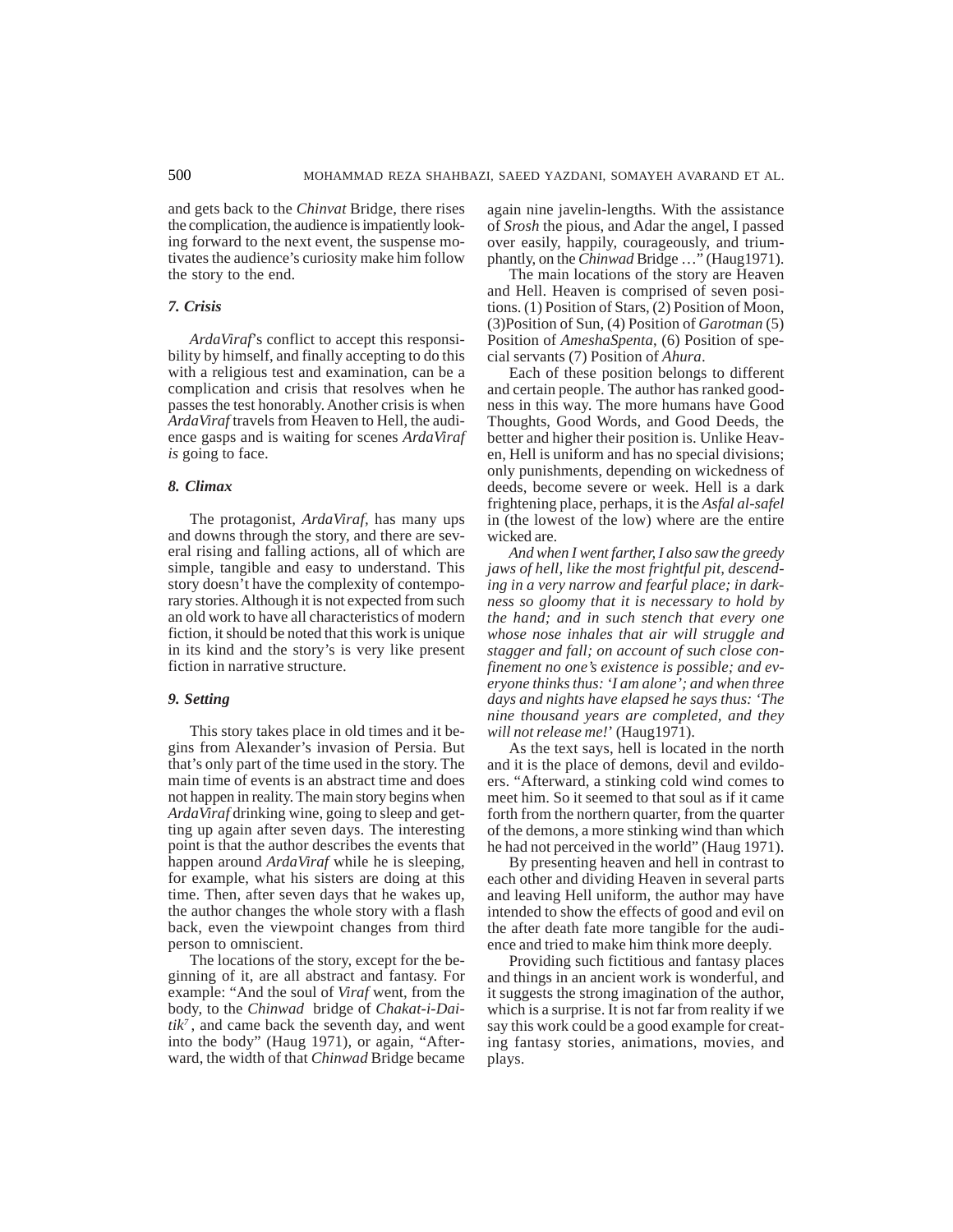and gets back to the *Chinvat* Bridge, there rises the complication, the audience is impatiently looking forward to the next event, the suspense motivates the audience's curiosity make him follow the story to the end.

### *7. Crisis*

*ArdaViraf*'s conflict to accept this responsibility by himself, and finally accepting to do this with a religious test and examination, can be a complication and crisis that resolves when he passes the test honorably. Another crisis is when *ArdaViraf* travels from Heaven to Hell, the audience gasps and is waiting for scenes *ArdaViraf is* going to face.

### *8. Climax*

The protagonist, *ArdaViraf*, has many ups and downs through the story, and there are several rising and falling actions, all of which are simple, tangible and easy to understand. This story doesn't have the complexity of contemporary stories. Although it is not expected from such an old work to have all characteristics of modern fiction, it should be noted that this work is unique in its kind and the story's is very like present fiction in narrative structure.

### *9. Setting*

This story takes place in old times and it begins from Alexander's invasion of Persia. But that's only part of the time used in the story. The main time of events is an abstract time and does not happen in reality. The main story begins when *ArdaViraf* drinking wine, going to sleep and getting up again after seven days. The interesting point is that the author describes the events that happen around *ArdaViraf* while he is sleeping, for example, what his sisters are doing at this time. Then, after seven days that he wakes up, the author changes the whole story with a flash back, even the viewpoint changes from third person to omniscient.

The locations of the story, except for the beginning of it, are all abstract and fantasy. For example: "And the soul of *Viraf* went, from the body, to the *Chinwad* bridge of *Chakat-i-Daitik*[7], and came back the seventh day, and went into the body" (Haug 1971), or again, "Afterward, the width of that *Chinwad* Bridge became again nine javelin-lengths. With the assistance of *Srosh* the pious, and Adar the angel, I passed over easily, happily, courageously, and triumphantly, on the *Chinwad* Bridge …" (Haug1971).

The main locations of the story are Heaven and Hell. Heaven is comprised of seven positions. (1) Position of Stars, (2) Position of Moon, (3)Position of Sun, (4) Position of *Garotman* (5) Position of *AmeshaSpenta*, (6) Position of special servants (7) Position of *Ahura*.

Each of these position belongs to different and certain people. The author has ranked goodness in this way. The more humans have Good Thoughts, Good Words, and Good Deeds, the better and higher their position is. Unlike Heaven, Hell is uniform and has no special divisions; only punishments, depending on wickedness of deeds, become severe or week. Hell is a dark frightening place, perhaps, it is the *Asfal al-safel* in (the lowest of the low) where are the entire wicked are.

*And when I went farther, I also saw the greedy jaws of hell, like the most frightful pit, descending in a very narrow and fearful place; in darkness so gloomy that it is necessary to hold by the hand; and in such stench that every one whose nose inhales that air will struggle and stagger and fall; on account of such close confinement no one's existence is possible; and everyone thinks thus: 'I am alone'; and when three days and nights have elapsed he says thus: 'The nine thousand years are completed, and they will not release me!'* (Haug1971).

As the text says, hell is located in the north and it is the place of demons, devil and evildoers. "Afterward, a stinking cold wind comes to meet him. So it seemed to that soul as if it came forth from the northern quarter, from the quarter of the demons, a more stinking wind than which he had not perceived in the world" (Haug 1971).

By presenting heaven and hell in contrast to each other and dividing Heaven in several parts and leaving Hell uniform, the author may have intended to show the effects of good and evil on the after death fate more tangible for the audience and tried to make him think more deeply.

Providing such fictitious and fantasy places and things in an ancient work is wonderful, and it suggests the strong imagination of the author, which is a surprise. It is not far from reality if we say this work could be a good example for creating fantasy stories, animations, movies, and plays.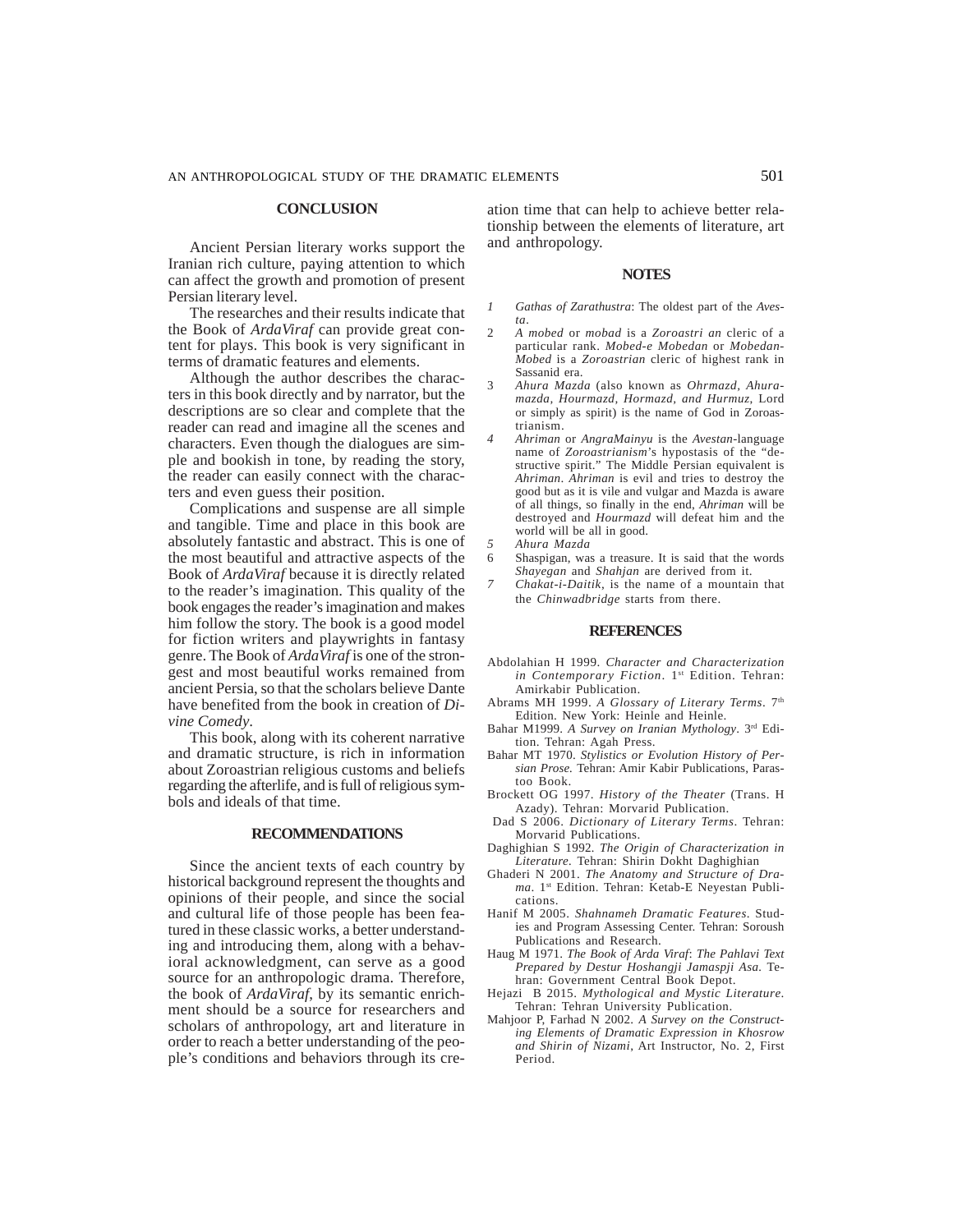## CONCLUSION

Ancient Persian literary works support the Iranian rich culture, paying attention to which can affect the growth and promotion of present Persian literary level.

The researches and their results indicate that the Book of *ArdaViraf* can provide great content for plays. This book is very significant in terms of dramatic features and elements.

Although the author describes the characters in this book directly and by narrator, but the descriptions are so clear and complete that the reader can read and imagine all the scenes and characters. Even though the dialogues are simple and bookish in tone, by reading the story, the reader can easily connect with the characters and even guess their position.

Complications and suspense are all simple and tangible. Time and place in this book are absolutely fantastic and abstract. This is one of the most beautiful and attractive aspects of the Book of *ArdaViraf* because it is directly related to the reader's imagination. This quality of the book engages the reader's imagination and makes him follow the story. The book is a good model for fiction writers and playwrights in fantasy genre. The Book of *ArdaViraf* is one of the strongest and most beautiful works remained from ancient Persia, so that the scholars believe Dante have benefited from the book in creation of *Divine Comedy*.

This book, along with its coherent narrative and dramatic structure, is rich in information about Zoroastrian religious customs and beliefs regarding the afterlife, and is full of religious symbols and ideals of that time.

## RECOMMENDATIONS

Since the ancient texts of each country by historical background represent the thoughts and opinions of their people, and since the social and cultural life of those people has been featured in these classic works, a better understanding and introducing them, along with a behavioral acknowledgment, can serve as a good source for an anthropologic drama. Therefore, the book of *ArdaViraf*, by its semantic enrichment should be a source for researchers and scholars of anthropology, art and literature in order to reach a better understanding of the people's conditions and behaviors through its creation time that can help to achieve better relationship between the elements of literature, art and anthropology.

## NOTES

1. *Gathas of Zarathustra*: The oldest part of the *Avesta*.
2. *A mobed* or *mobad* is a *Zoroastri an* cleric of a particular rank. *Mobed-e Mobedan* or *Mobedan-Mobed* is a *Zoroastrian* cleric of highest rank in Sassanid era.
3. *Ahura Mazda* (also known as *Ohrmazd, Ahuramazda, Hourmazd, Hormazd, and Hurmuz*, Lord or simply as spirit) is the name of God in Zoroastrianism.
4. *Ahriman* or *AngraMainyu* is the *Avestan*-language name of *Zoroastrianism*'s hypostasis of the "destructive spirit." The Middle Persian equivalent is *Ahriman*. *Ahriman* is evil and tries to destroy the good but as it is vile and vulgar and Mazda is aware of all things, so finally in the end, *Ahriman* will be destroyed and *Hourmazd* will defeat him and the world will be all in good.
5. *Ahura Mazda*
6. Shaspigan, was a treasure. It is said that the words *Shayegan* and *Shahjan* are derived from it.
7. *Chakat-i-Daitik*, is the name of a mountain that the *Chinwadbridge* starts from there.

## REFERENCES

Abdolahian H 1999. *Character and Characterization in Contemporary Fiction*. 1st Edition. Tehran: Amirkabir Publication.

Abrams MH 1999. *A Glossary of Literary Terms*. 7th Edition. New York: Heinle and Heinle.

Bahar M1999. *A Survey on Iranian Mythology*. 3rd Edition. Tehran: Agah Press.

Bahar MT 1970. *Stylistics or Evolution History of Persian Prose.* Tehran: Amir Kabir Publications, Parastoo Book.

Brockett OG 1997. *History of the Theater* (Trans. H Azady). Tehran: Morvarid Publication.

Dad S 2006. *Dictionary of Literary Terms*. Tehran: Morvarid Publications.

Daghighian S 1992. *The Origin of Characterization in Literature*. Tehran: Shirin Dokht Daghighian

Ghaderi N 2001. *The Anatomy and Structure of Drama*. 1st Edition. Tehran: Ketab-E Neyestan Publications.

Hanif M 2005. *Shahnameh Dramatic Features*. Studies and Program Assessing Center. Tehran: Soroush Publications and Research.

Haug M 1971. *The Book of Arda Viraf*: *The Pahlavi Text Prepared by Destur Hoshangji Jamaspji Asa.* Tehran: Government Central Book Depot.

Hejazi B 2015. *Mythological and Mystic Literature.* Tehran: Tehran University Publication.

Mahjoor P, Farhad N 2002. *A Survey on the Constructing Elements of Dramatic Expression in Khosrow and Shirin of Nizami*, Art Instructor, No. 2, First Period.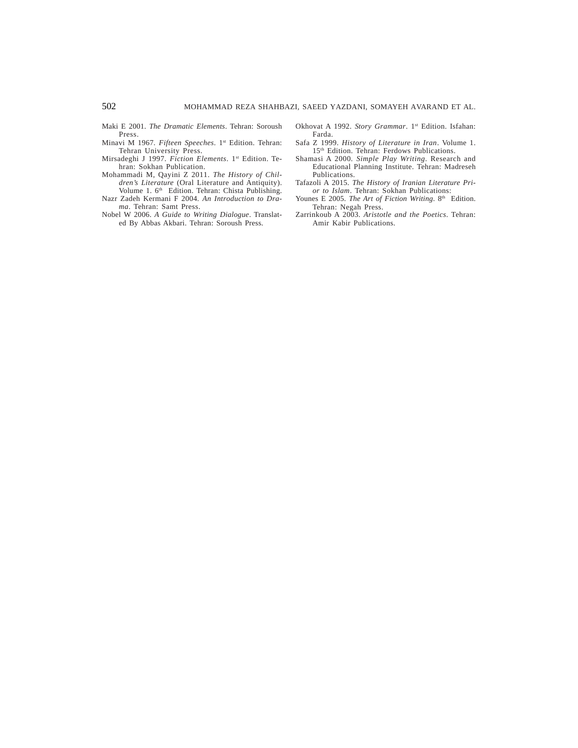Maki E 2001. *The Dramatic Elements*. Tehran: Soroush Press.

Minavi M 1967. *Fifteen Speeches*. 1st Edition. Tehran: Tehran University Press.

Mirsadeghi J 1997. *Fiction Elements*. 1st Edition. Tehran: Sokhan Publication.

Mohammadi M, Qayini Z 2011. *The History of Children's Literature* (Oral Literature and Antiquity). Volume 1. 6th Edition. Tehran: Chista Publishing.

Nazr Zadeh Kermani F 2004. *An Introduction to Drama*. Tehran: Samt Press.

Nobel W 2006. *A Guide to Writing Dialogue*. Translated By Abbas Akbari. Tehran: Soroush Press.

Okhovat A 1992. *Story Grammar*. 1st Edition. Isfahan: Farda.

Safa Z 1999. *History of Literature in Iran*. Volume 1. 15th Edition. Tehran: Ferdows Publications.

Shamasi A 2000. *Simple Play Writing*. Research and Educational Planning Institute. Tehran: Madreseh Publications.

Tafazoli A 2015. *The History of Iranian Literature Prior to Islam*. Tehran: Sokhan Publications:

Younes E 2005. *The Art of Fiction Writing*. 8th Edition. Tehran: Negah Press.

Zarrinkoub A 2003. *Aristotle and the Poetics*. Tehran: Amir Kabir Publications.